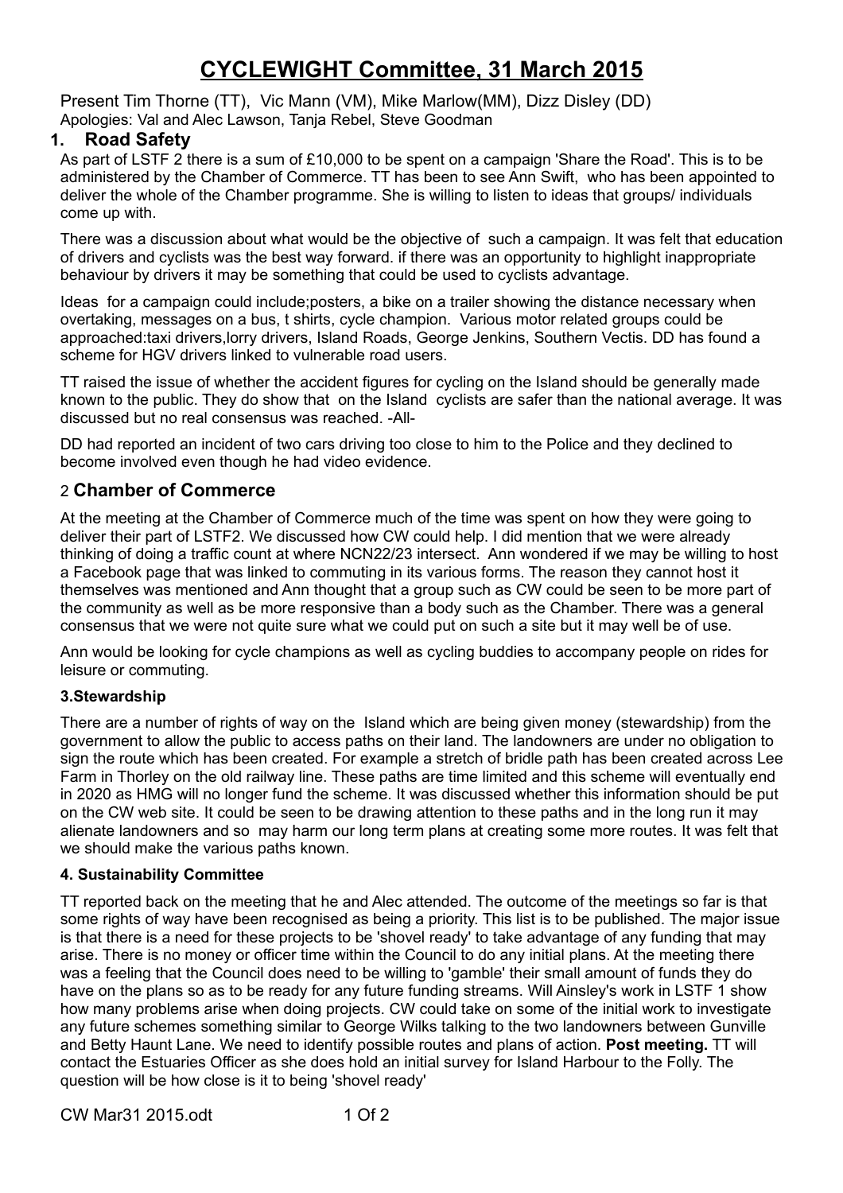# CYCLEWIGHT Committee, 31 March 2015

Present Tim Thorne (TT), Vic Mann (VM), Mike Marlow(MM), Dizz Disley (DD)
Apologies: Val and Alec Lawson, Tanja Rebel, Steve Goodman

## 1. Road Safety

As part of LSTF 2 there is a sum of £10,000 to be spent on a campaign 'Share the Road'. This is to be administered by the Chamber of Commerce. TT has been to see Ann Swift, who has been appointed to deliver the whole of the Chamber programme. She is willing to listen to ideas that groups/ individuals come up with.

There was a discussion about what would be the objective of such a campaign. It was felt that education of drivers and cyclists was the best way forward. if there was an opportunity to highlight inappropriate behaviour by drivers it may be something that could be used to cyclists advantage.

Ideas for a campaign could include;posters, a bike on a trailer showing the distance necessary when overtaking, messages on a bus, t shirts, cycle champion. Various motor related groups could be approached:taxi drivers,lorry drivers, Island Roads, George Jenkins, Southern Vectis. DD has found a scheme for HGV drivers linked to vulnerable road users.

TT raised the issue of whether the accident figures for cycling on the Island should be generally made known to the public. They do show that on the Island cyclists are safer than the national average. It was discussed but no real consensus was reached. -All-

DD had reported an incident of two cars driving too close to him to the Police and they declined to become involved even though he had video evidence.

## 2 Chamber of Commerce

At the meeting at the Chamber of Commerce much of the time was spent on how they were going to deliver their part of LSTF2. We discussed how CW could help. I did mention that we were already thinking of doing a traffic count at where NCN22/23 intersect. Ann wondered if we may be willing to host a Facebook page that was linked to commuting in its various forms. The reason they cannot host it themselves was mentioned and Ann thought that a group such as CW could be seen to be more part of the community as well as be more responsive than a body such as the Chamber. There was a general consensus that we were not quite sure what we could put on such a site but it may well be of use.

Ann would be looking for cycle champions as well as cycling buddies to accompany people on rides for leisure or commuting.

### 3.Stewardship

There are a number of rights of way on the Island which are being given money (stewardship) from the government to allow the public to access paths on their land. The landowners are under no obligation to sign the route which has been created. For example a stretch of bridle path has been created across Lee Farm in Thorley on the old railway line. These paths are time limited and this scheme will eventually end in 2020 as HMG will no longer fund the scheme. It was discussed whether this information should be put on the CW web site. It could be seen to be drawing attention to these paths and in the long run it may alienate landowners and so may harm our long term plans at creating some more routes. It was felt that we should make the various paths known.

### 4. Sustainability Committee

TT reported back on the meeting that he and Alec attended. The outcome of the meetings so far is that some rights of way have been recognised as being a priority. This list is to be published. The major issue is that there is a need for these projects to be 'shovel ready' to take advantage of any funding that may arise. There is no money or officer time within the Council to do any initial plans. At the meeting there was a feeling that the Council does need to be willing to 'gamble' their small amount of funds they do have on the plans so as to be ready for any future funding streams. Will Ainsley's work in LSTF 1 show how many problems arise when doing projects. CW could take on some of the initial work to investigate any future schemes something similar to George Wilks talking to the two landowners between Gunville and Betty Haunt Lane. We need to identify possible routes and plans of action. **Post meeting.** TT will contact the Estuaries Officer as she does hold an initial survey for Island Harbour to the Folly. The question will be how close is it to being 'shovel ready'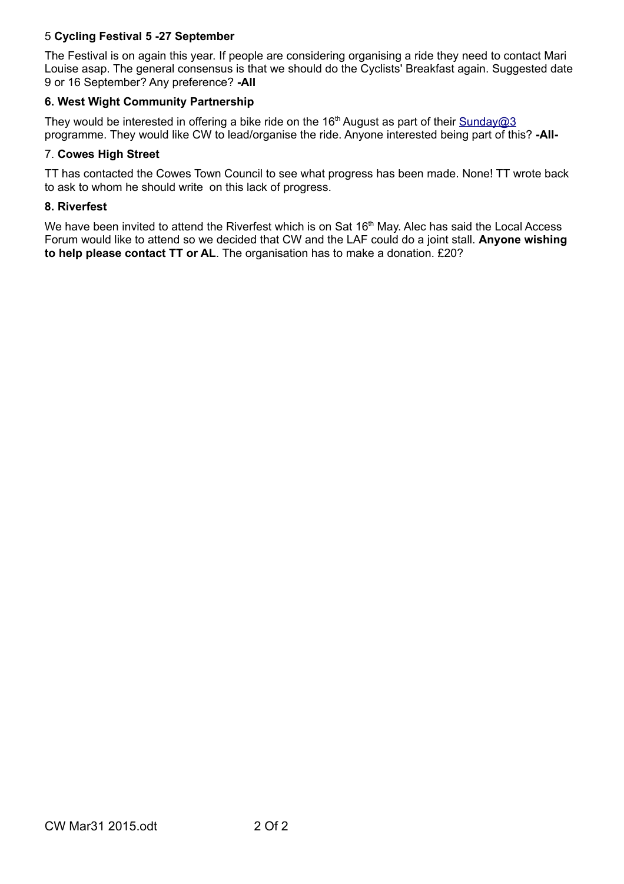5 **Cycling Festival 5 -27 September**

The Festival is on again this year. If people are considering organising a ride they need to contact Mari Louise asap. The general consensus is that we should do the Cyclists' Breakfast again. Suggested date 9 or 16 September? Any preference? **-All**

**6. West Wight Community Partnership**

They would be interested in offering a bike ride on the 16th August as part of their Sunday@3 programme. They would like CW to lead/organise the ride. Anyone interested being part of this? **-All-**

7. **Cowes High Street**

TT has contacted the Cowes Town Council to see what progress has been made. None! TT wrote back to ask to whom he should write on this lack of progress.

**8. Riverfest**

We have been invited to attend the Riverfest which is on Sat 16th May. Alec has said the Local Access Forum would like to attend so we decided that CW and the LAF could do a joint stall. **Anyone wishing to help please contact TT or AL**. The organisation has to make a donation. £20?